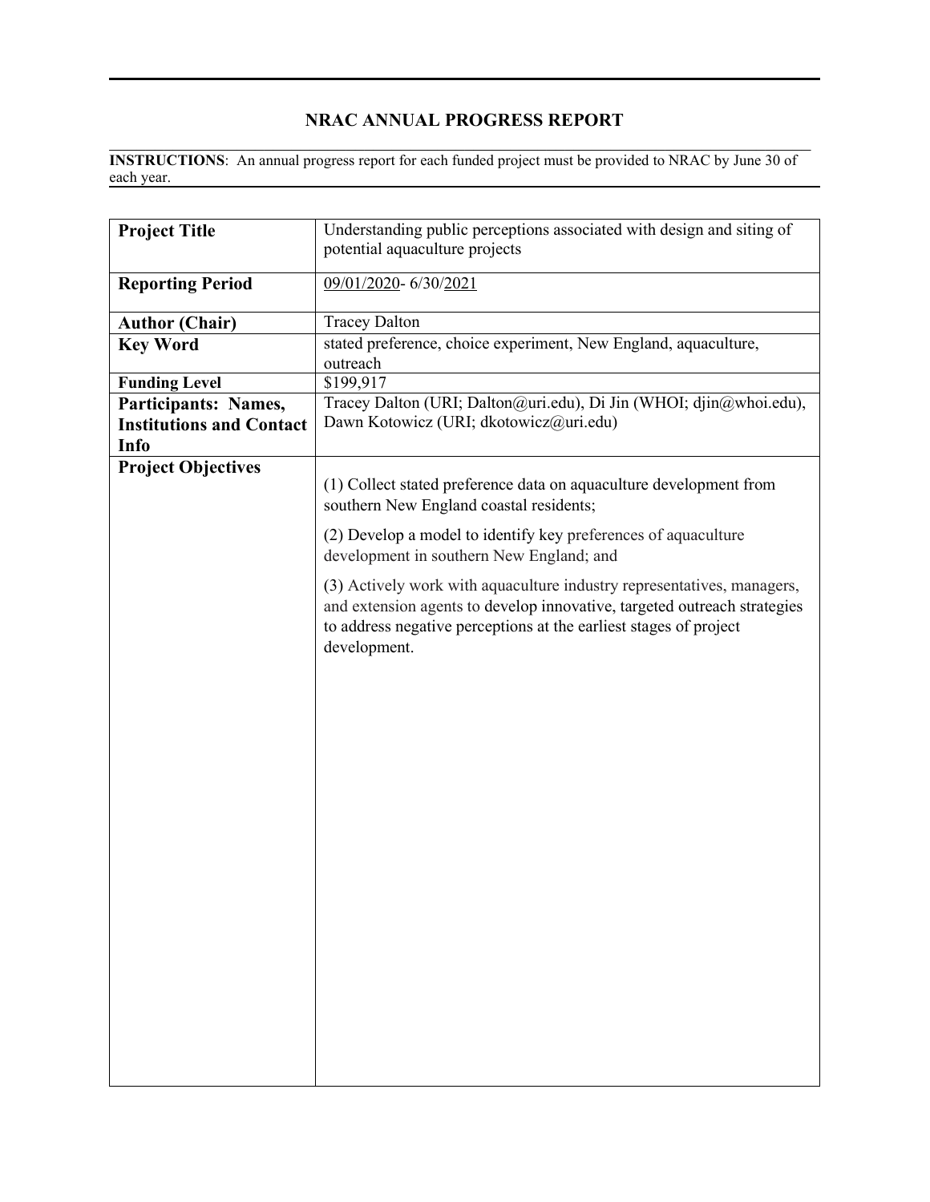# NRAC ANNUAL PROGRESS REPORT

**INSTRUCTIONS**: An annual progress report for each funded project must be provided to NRAC by June 30 of each year.

| | |
|---|---|
| **Project Title** | Understanding public perceptions associated with design and siting of potential aquaculture projects |
| **Reporting Period** | 09/01/2020- 6/30/2021 |
| **Author (Chair)** | Tracey Dalton |
| **Key Word** | stated preference, choice experiment, New England, aquaculture, outreach |
| **Funding Level** | $199,917 |
| **Participants: Names, Institutions and Contact Info** | Tracey Dalton (URI; Dalton@uri.edu), Di Jin (WHOI; djin@whoi.edu), Dawn Kotowicz (URI; dkotowicz@uri.edu) |
| **Project Objectives** | (1) Collect stated preference data on aquaculture development from southern New England coastal residents;<br><br>(2) Develop a model to identify key preferences of aquaculture development in southern New England; and<br><br>(3) Actively work with aquaculture industry representatives, managers, and extension agents to develop innovative, targeted outreach strategies to address negative perceptions at the earliest stages of project development. |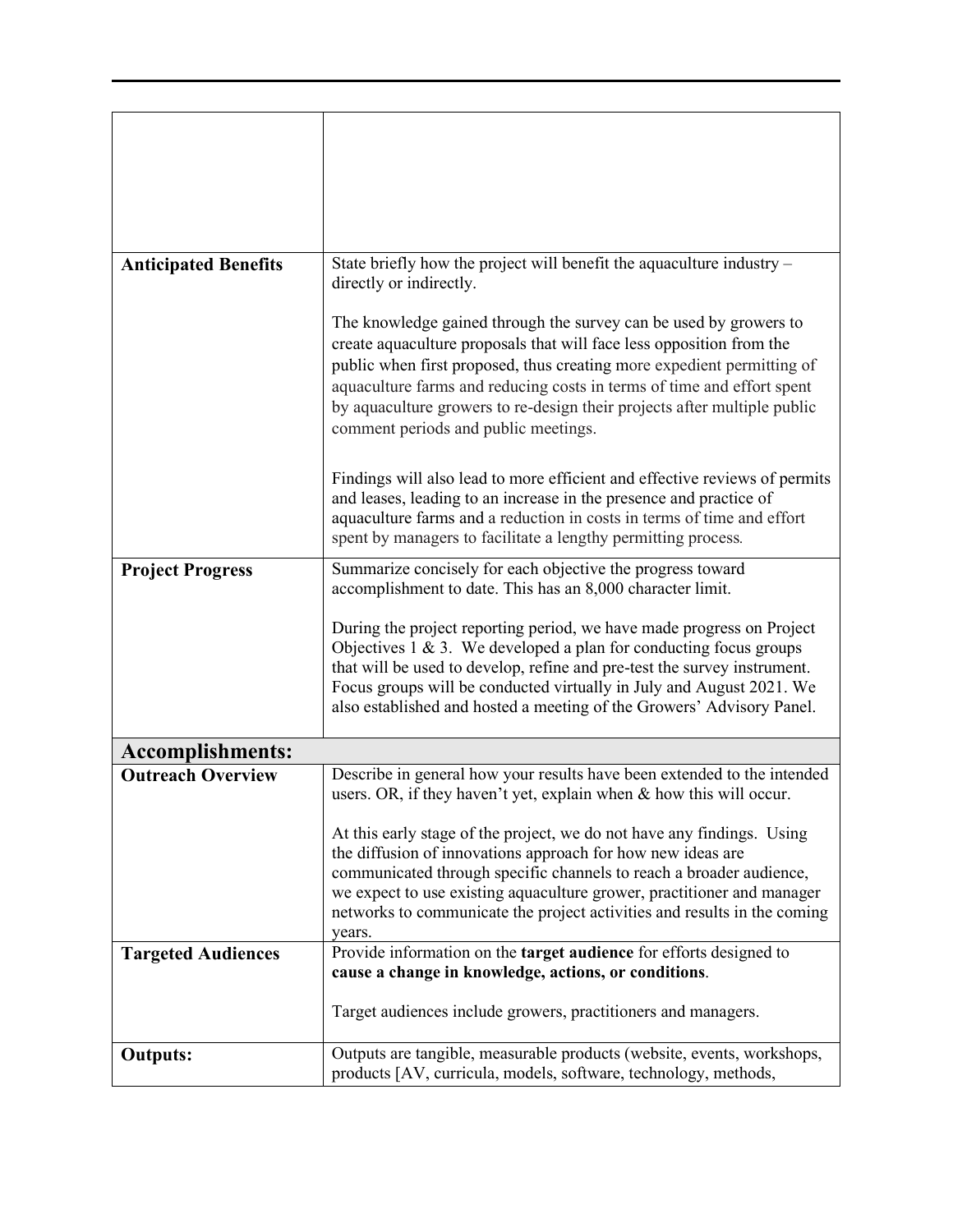| | |
|---|---|
| | |
| **Anticipated Benefits** | State briefly how the project will benefit the aquaculture industry – directly or indirectly.<br><br>The knowledge gained through the survey can be used by growers to create aquaculture proposals that will face less opposition from the public when first proposed, thus creating more expedient permitting of aquaculture farms and reducing costs in terms of time and effort spent by aquaculture growers to re-design their projects after multiple public comment periods and public meetings.<br><br>Findings will also lead to more efficient and effective reviews of permits and leases, leading to an increase in the presence and practice of aquaculture farms and a reduction in costs in terms of time and effort spent by managers to facilitate a lengthy permitting process. |
| **Project Progress** | Summarize concisely for each objective the progress toward accomplishment to date. This has an 8,000 character limit.<br><br>During the project reporting period, we have made progress on Project Objectives 1 & 3. We developed a plan for conducting focus groups that will be used to develop, refine and pre-test the survey instrument. Focus groups will be conducted virtually in July and August 2021. We also established and hosted a meeting of the Growers' Advisory Panel. |
| **Accomplishments:** | |
| **Outreach Overview** | Describe in general how your results have been extended to the intended users. OR, if they haven't yet, explain when & how this will occur.<br><br>At this early stage of the project, we do not have any findings. Using the diffusion of innovations approach for how new ideas are communicated through specific channels to reach a broader audience, we expect to use existing aquaculture grower, practitioner and manager networks to communicate the project activities and results in the coming years. |
| **Targeted Audiences** | Provide information on the **target audience** for efforts designed to **cause a change in knowledge, actions, or conditions**.<br><br>Target audiences include growers, practitioners and managers. |
| **Outputs:** | Outputs are tangible, measurable products (website, events, workshops, products [AV, curricula, models, software, technology, methods, |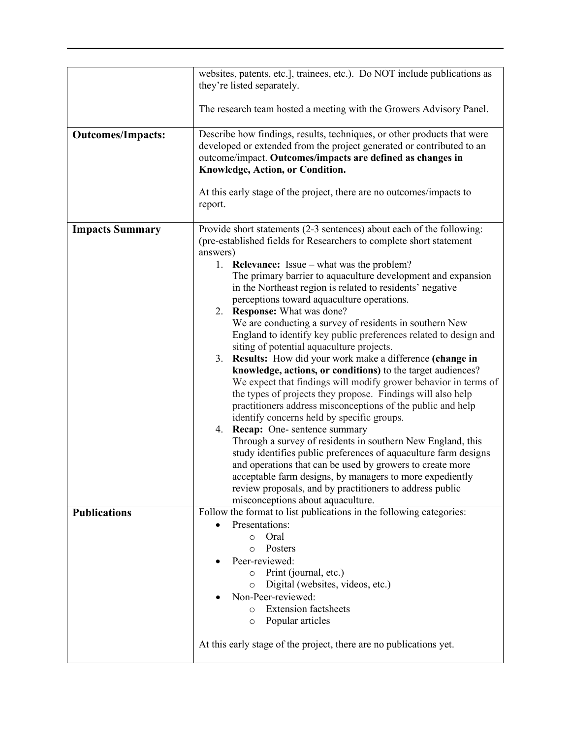| | |
|---|---|
| | websites, patents, etc.], trainees, etc.). Do NOT include publications as they're listed separately.<br><br>The research team hosted a meeting with the Growers Advisory Panel. |
| **Outcomes/Impacts:** | Describe how findings, results, techniques, or other products that were developed or extended from the project generated or contributed to an outcome/impact. **Outcomes/impacts are defined as changes in Knowledge, Action, or Condition.**<br><br>At this early stage of the project, there are no outcomes/impacts to report. |
| **Impacts Summary** | Provide short statements (2-3 sentences) about each of the following: (pre-established fields for Researchers to complete short statement answers)<br>1. **Relevance:** Issue – what was the problem?<br>The primary barrier to aquaculture development and expansion in the Northeast region is related to residents' negative perceptions toward aquaculture operations.<br>2. **Response:** What was done?<br>We are conducting a survey of residents in southern New England to identify key public preferences related to design and siting of potential aquaculture projects.<br>3. **Results:** How did your work make a difference **(change in knowledge, actions, or conditions)** to the target audiences?<br>We expect that findings will modify grower behavior in terms of the types of projects they propose. Findings will also help practitioners address misconceptions of the public and help identify concerns held by specific groups.<br>4. **Recap:** One- sentence summary<br>Through a survey of residents in southern New England, this study identifies public preferences of aquaculture farm designs and operations that can be used by growers to create more acceptable farm designs, by managers to more expediently review proposals, and by practitioners to address public misconceptions about aquaculture. |
| **Publications** | Follow the format to list publications in the following categories:<br>• Presentations:<br>&nbsp;&nbsp;&nbsp;&nbsp;o Oral<br>&nbsp;&nbsp;&nbsp;&nbsp;o Posters<br>• Peer-reviewed:<br>&nbsp;&nbsp;&nbsp;&nbsp;o Print (journal, etc.)<br>&nbsp;&nbsp;&nbsp;&nbsp;o Digital (websites, videos, etc.)<br>• Non-Peer-reviewed:<br>&nbsp;&nbsp;&nbsp;&nbsp;o Extension factsheets<br>&nbsp;&nbsp;&nbsp;&nbsp;o Popular articles<br><br>At this early stage of the project, there are no publications yet. |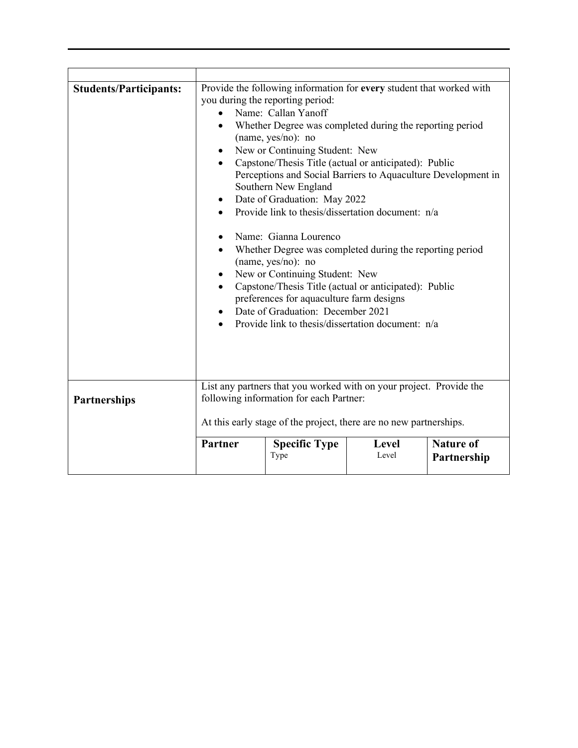| | |
|---|---|
| **Students/Participants:** | Provide the following information for **every** student that worked with you during the reporting period:<br>• Name: Callan Yanoff<br>• Whether Degree was completed during the reporting period (name, yes/no): no<br>• New or Continuing Student: New<br>• Capstone/Thesis Title (actual or anticipated): Public Perceptions and Social Barriers to Aquaculture Development in Southern New England<br>• Date of Graduation: May 2022<br>• Provide link to thesis/dissertation document: n/a<br><br>• Name: Gianna Lourenco<br>• Whether Degree was completed during the reporting period (name, yes/no): no<br>• New or Continuing Student: New<br>• Capstone/Thesis Title (actual or anticipated): Public preferences for aquaculture farm designs<br>• Date of Graduation: December 2021<br>• Provide link to thesis/dissertation document: n/a |
| **Partnerships** | List any partners that you worked with on your project. Provide the following information for each Partner:<br><br>At this early stage of the project, there are no new partnerships. |

| Partner | Specific Type<br>Type | Level<br>Level | Nature of Partnership |
|---|---|---|---|